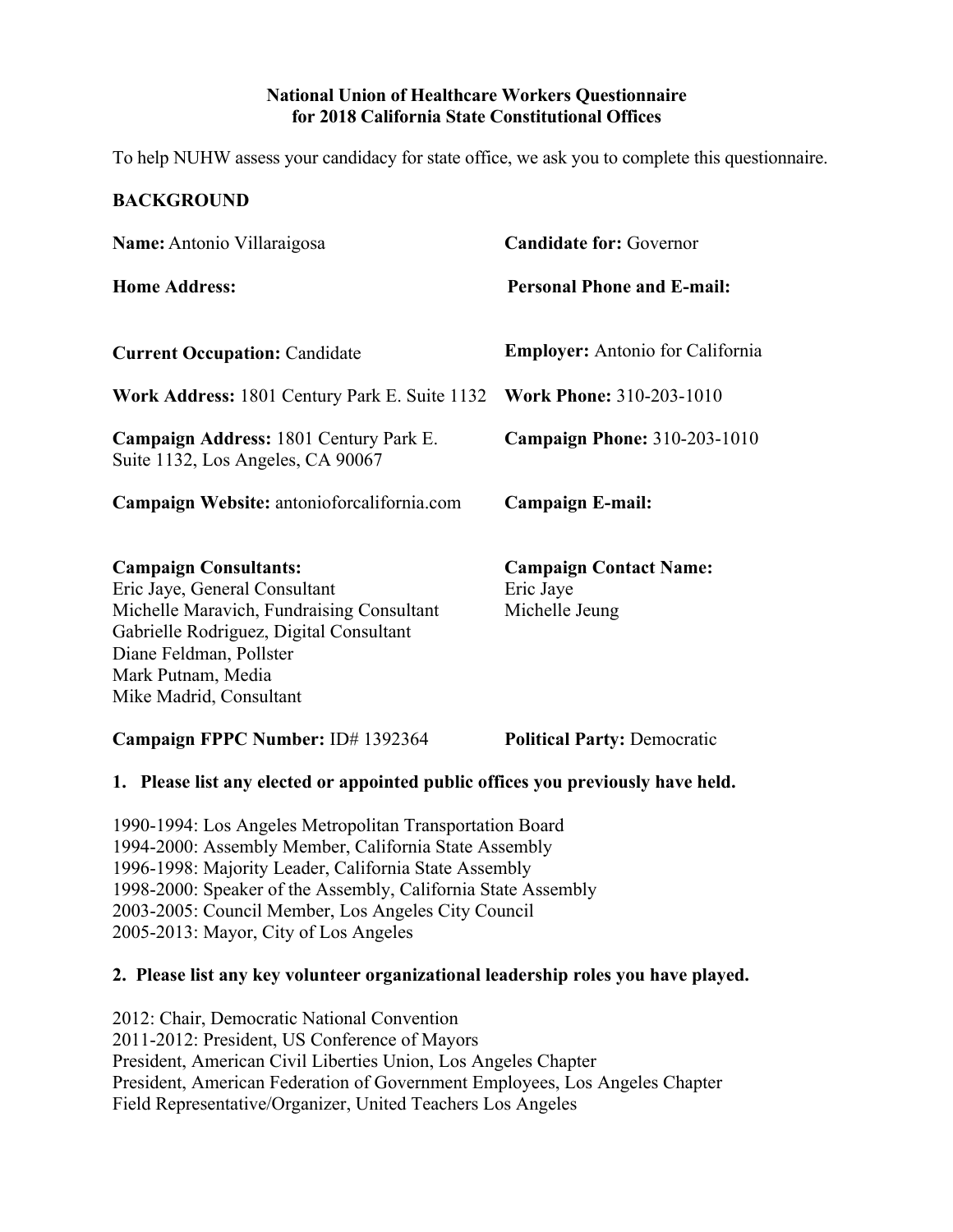**National Union of Healthcare Workers Questionnaire**
**for 2018 California State Constitutional Offices**

To help NUHW assess your candidacy for state office, we ask you to complete this questionnaire.

**BACKGROUND**

**Name:** Antonio Villaraigosa

**Candidate for:** Governor

**Home Address:**

**Personal Phone and E-mail:**

**Current Occupation:** Candidate

**Employer:** Antonio for California

**Work Address:** 1801 Century Park E. Suite 1132

**Work Phone:** 310-203-1010

**Campaign Address:** 1801 Century Park E. Suite 1132, Los Angeles, CA 90067

**Campaign Phone:** 310-203-1010

**Campaign Website:** antonioforcalifornia.com

**Campaign E-mail:**

**Campaign Consultants:**
Eric Jaye, General Consultant
Michelle Maravich, Fundraising Consultant
Gabrielle Rodriguez, Digital Consultant
Diane Feldman, Pollster
Mark Putnam, Media
Mike Madrid, Consultant

**Campaign Contact Name:**
Eric Jaye
Michelle Jeung

**Campaign FPPC Number:** ID# 1392364

**Political Party:** Democratic

**1. Please list any elected or appointed public offices you previously have held.**

1990-1994: Los Angeles Metropolitan Transportation Board
1994-2000: Assembly Member, California State Assembly
1996-1998: Majority Leader, California State Assembly
1998-2000: Speaker of the Assembly, California State Assembly
2003-2005: Council Member, Los Angeles City Council
2005-2013: Mayor, City of Los Angeles

**2. Please list any key volunteer organizational leadership roles you have played.**

2012: Chair, Democratic National Convention
2011-2012: President, US Conference of Mayors
President, American Civil Liberties Union, Los Angeles Chapter
President, American Federation of Government Employees, Los Angeles Chapter
Field Representative/Organizer, United Teachers Los Angeles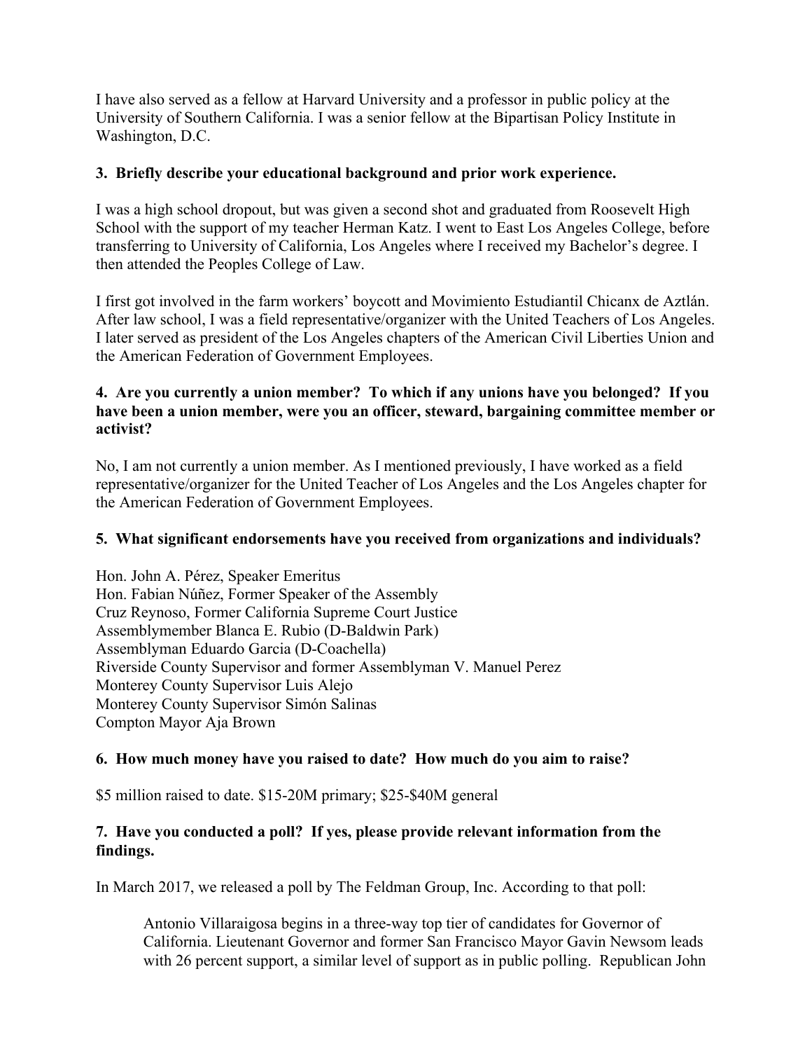I have also served as a fellow at Harvard University and a professor in public policy at the University of Southern California. I was a senior fellow at the Bipartisan Policy Institute in Washington, D.C.

**3. Briefly describe your educational background and prior work experience.**

I was a high school dropout, but was given a second shot and graduated from Roosevelt High School with the support of my teacher Herman Katz. I went to East Los Angeles College, before transferring to University of California, Los Angeles where I received my Bachelor's degree. I then attended the Peoples College of Law.

I first got involved in the farm workers' boycott and Movimiento Estudiantil Chicanx de Aztlán. After law school, I was a field representative/organizer with the United Teachers of Los Angeles. I later served as president of the Los Angeles chapters of the American Civil Liberties Union and the American Federation of Government Employees.

**4. Are you currently a union member? To which if any unions have you belonged? If you have been a union member, were you an officer, steward, bargaining committee member or activist?**

No, I am not currently a union member. As I mentioned previously, I have worked as a field representative/organizer for the United Teacher of Los Angeles and the Los Angeles chapter for the American Federation of Government Employees.

**5. What significant endorsements have you received from organizations and individuals?**

Hon. John A. Pérez, Speaker Emeritus
Hon. Fabian Núñez, Former Speaker of the Assembly
Cruz Reynoso, Former California Supreme Court Justice
Assemblymember Blanca E. Rubio (D-Baldwin Park)
Assemblyman Eduardo Garcia (D-Coachella)
Riverside County Supervisor and former Assemblyman V. Manuel Perez
Monterey County Supervisor Luis Alejo
Monterey County Supervisor Simón Salinas
Compton Mayor Aja Brown

**6. How much money have you raised to date? How much do you aim to raise?**

$5 million raised to date. $15-20M primary; $25-$40M general

**7. Have you conducted a poll? If yes, please provide relevant information from the findings.**

In March 2017, we released a poll by The Feldman Group, Inc. According to that poll:

> Antonio Villaraigosa begins in a three-way top tier of candidates for Governor of California. Lieutenant Governor and former San Francisco Mayor Gavin Newsom leads with 26 percent support, a similar level of support as in public polling. Republican John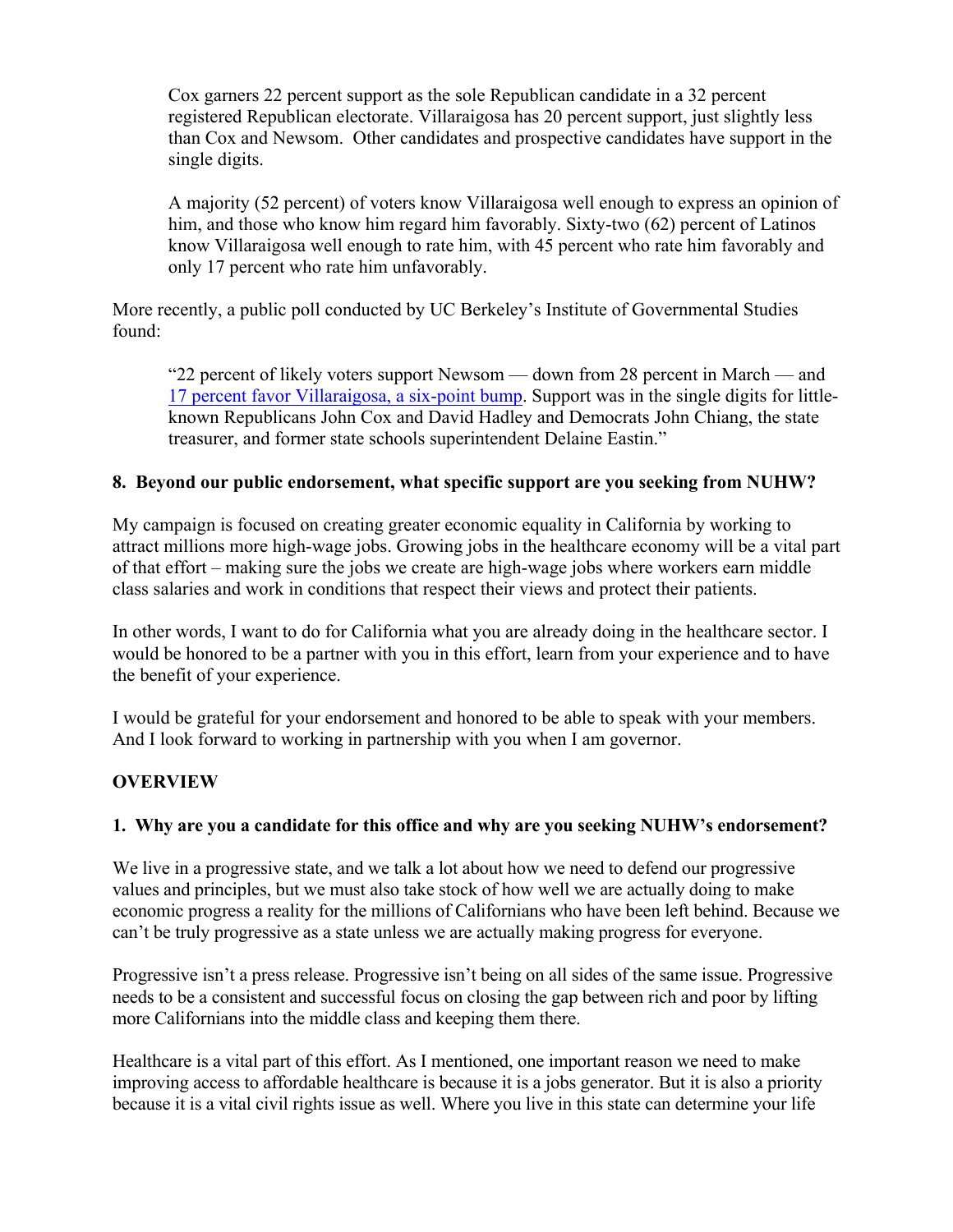> Cox garners 22 percent support as the sole Republican candidate in a 32 percent registered Republican electorate. Villaraigosa has 20 percent support, just slightly less than Cox and Newsom. Other candidates and prospective candidates have support in the single digits.
>
> A majority (52 percent) of voters know Villaraigosa well enough to express an opinion of him, and those who know him regard him favorably. Sixty-two (62) percent of Latinos know Villaraigosa well enough to rate him, with 45 percent who rate him favorably and only 17 percent who rate him unfavorably.

More recently, a public poll conducted by UC Berkeley's Institute of Governmental Studies found:

> "22 percent of likely voters support Newsom — down from 28 percent in March — and 17 percent favor Villaraigosa, a six-point bump. Support was in the single digits for little-known Republicans John Cox and David Hadley and Democrats John Chiang, the state treasurer, and former state schools superintendent Delaine Eastin."

**8. Beyond our public endorsement, what specific support are you seeking from NUHW?**

My campaign is focused on creating greater economic equality in California by working to attract millions more high-wage jobs. Growing jobs in the healthcare economy will be a vital part of that effort – making sure the jobs we create are high-wage jobs where workers earn middle class salaries and work in conditions that respect their views and protect their patients.

In other words, I want to do for California what you are already doing in the healthcare sector. I would be honored to be a partner with you in this effort, learn from your experience and to have the benefit of your experience.

I would be grateful for your endorsement and honored to be able to speak with your members. And I look forward to working in partnership with you when I am governor.

## OVERVIEW

**1. Why are you a candidate for this office and why are you seeking NUHW's endorsement?**

We live in a progressive state, and we talk a lot about how we need to defend our progressive values and principles, but we must also take stock of how well we are actually doing to make economic progress a reality for the millions of Californians who have been left behind. Because we can't be truly progressive as a state unless we are actually making progress for everyone.

Progressive isn't a press release. Progressive isn't being on all sides of the same issue. Progressive needs to be a consistent and successful focus on closing the gap between rich and poor by lifting more Californians into the middle class and keeping them there.

Healthcare is a vital part of this effort. As I mentioned, one important reason we need to make improving access to affordable healthcare is because it is a jobs generator. But it is also a priority because it is a vital civil rights issue as well. Where you live in this state can determine your life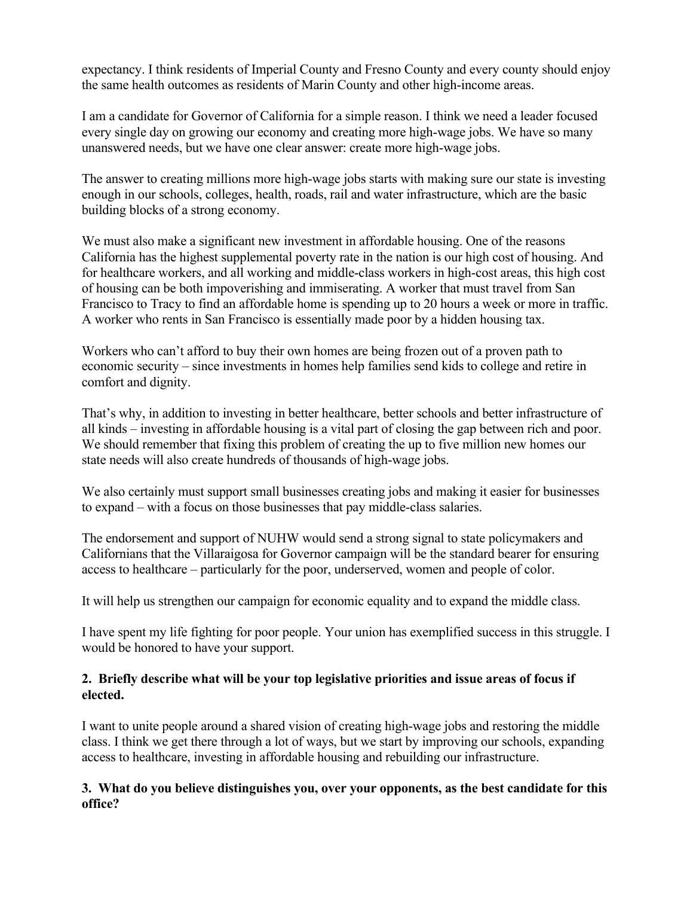expectancy. I think residents of Imperial County and Fresno County and every county should enjoy the same health outcomes as residents of Marin County and other high-income areas.

I am a candidate for Governor of California for a simple reason. I think we need a leader focused every single day on growing our economy and creating more high-wage jobs. We have so many unanswered needs, but we have one clear answer: create more high-wage jobs.

The answer to creating millions more high-wage jobs starts with making sure our state is investing enough in our schools, colleges, health, roads, rail and water infrastructure, which are the basic building blocks of a strong economy.

We must also make a significant new investment in affordable housing. One of the reasons California has the highest supplemental poverty rate in the nation is our high cost of housing. And for healthcare workers, and all working and middle-class workers in high-cost areas, this high cost of housing can be both impoverishing and immiserating. A worker that must travel from San Francisco to Tracy to find an affordable home is spending up to 20 hours a week or more in traffic. A worker who rents in San Francisco is essentially made poor by a hidden housing tax.

Workers who can't afford to buy their own homes are being frozen out of a proven path to economic security – since investments in homes help families send kids to college and retire in comfort and dignity.

That's why, in addition to investing in better healthcare, better schools and better infrastructure of all kinds – investing in affordable housing is a vital part of closing the gap between rich and poor. We should remember that fixing this problem of creating the up to five million new homes our state needs will also create hundreds of thousands of high-wage jobs.

We also certainly must support small businesses creating jobs and making it easier for businesses to expand – with a focus on those businesses that pay middle-class salaries.

The endorsement and support of NUHW would send a strong signal to state policymakers and Californians that the Villaraigosa for Governor campaign will be the standard bearer for ensuring access to healthcare – particularly for the poor, underserved, women and people of color.

It will help us strengthen our campaign for economic equality and to expand the middle class.

I have spent my life fighting for poor people. Your union has exemplified success in this struggle. I would be honored to have your support.

**2. Briefly describe what will be your top legislative priorities and issue areas of focus if elected.**

I want to unite people around a shared vision of creating high-wage jobs and restoring the middle class. I think we get there through a lot of ways, but we start by improving our schools, expanding access to healthcare, investing in affordable housing and rebuilding our infrastructure.

**3. What do you believe distinguishes you, over your opponents, as the best candidate for this office?**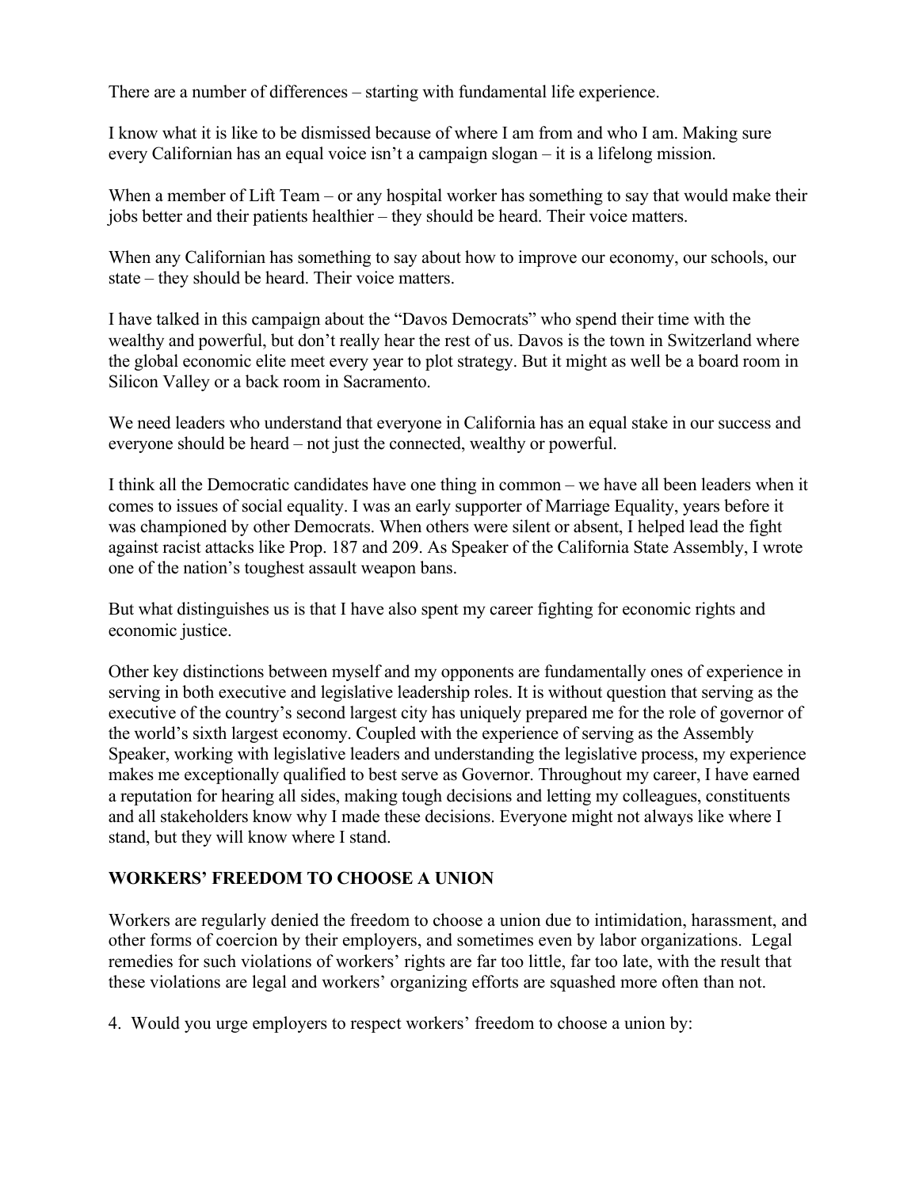There are a number of differences – starting with fundamental life experience.

I know what it is like to be dismissed because of where I am from and who I am. Making sure every Californian has an equal voice isn't a campaign slogan – it is a lifelong mission.

When a member of Lift Team – or any hospital worker has something to say that would make their jobs better and their patients healthier – they should be heard. Their voice matters.

When any Californian has something to say about how to improve our economy, our schools, our state – they should be heard. Their voice matters.

I have talked in this campaign about the "Davos Democrats" who spend their time with the wealthy and powerful, but don't really hear the rest of us. Davos is the town in Switzerland where the global economic elite meet every year to plot strategy. But it might as well be a board room in Silicon Valley or a back room in Sacramento.

We need leaders who understand that everyone in California has an equal stake in our success and everyone should be heard – not just the connected, wealthy or powerful.

I think all the Democratic candidates have one thing in common – we have all been leaders when it comes to issues of social equality. I was an early supporter of Marriage Equality, years before it was championed by other Democrats. When others were silent or absent, I helped lead the fight against racist attacks like Prop. 187 and 209. As Speaker of the California State Assembly, I wrote one of the nation's toughest assault weapon bans.

But what distinguishes us is that I have also spent my career fighting for economic rights and economic justice.

Other key distinctions between myself and my opponents are fundamentally ones of experience in serving in both executive and legislative leadership roles. It is without question that serving as the executive of the country's second largest city has uniquely prepared me for the role of governor of the world's sixth largest economy. Coupled with the experience of serving as the Assembly Speaker, working with legislative leaders and understanding the legislative process, my experience makes me exceptionally qualified to best serve as Governor. Throughout my career, I have earned a reputation for hearing all sides, making tough decisions and letting my colleagues, constituents and all stakeholders know why I made these decisions. Everyone might not always like where I stand, but they will know where I stand.

## WORKERS' FREEDOM TO CHOOSE A UNION

Workers are regularly denied the freedom to choose a union due to intimidation, harassment, and other forms of coercion by their employers, and sometimes even by labor organizations. Legal remedies for such violations of workers' rights are far too little, far too late, with the result that these violations are legal and workers' organizing efforts are squashed more often than not.

4. Would you urge employers to respect workers' freedom to choose a union by: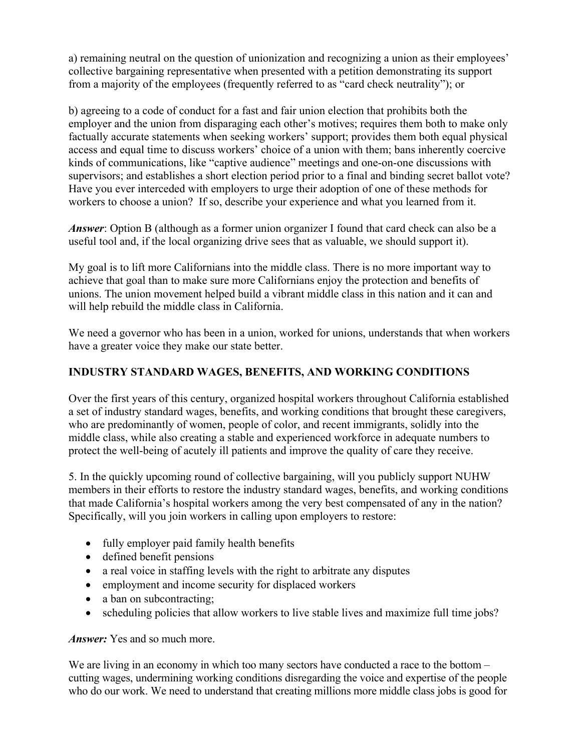a) remaining neutral on the question of unionization and recognizing a union as their employees' collective bargaining representative when presented with a petition demonstrating its support from a majority of the employees (frequently referred to as "card check neutrality"); or

b) agreeing to a code of conduct for a fast and fair union election that prohibits both the employer and the union from disparaging each other's motives; requires them both to make only factually accurate statements when seeking workers' support; provides them both equal physical access and equal time to discuss workers' choice of a union with them; bans inherently coercive kinds of communications, like "captive audience" meetings and one-on-one discussions with supervisors; and establishes a short election period prior to a final and binding secret ballot vote? Have you ever interceded with employers to urge their adoption of one of these methods for workers to choose a union? If so, describe your experience and what you learned from it.

***Answer***: Option B (although as a former union organizer I found that card check can also be a useful tool and, if the local organizing drive sees that as valuable, we should support it).

My goal is to lift more Californians into the middle class. There is no more important way to achieve that goal than to make sure more Californians enjoy the protection and benefits of unions. The union movement helped build a vibrant middle class in this nation and it can and will help rebuild the middle class in California.

We need a governor who has been in a union, worked for unions, understands that when workers have a greater voice they make our state better.

## INDUSTRY STANDARD WAGES, BENEFITS, AND WORKING CONDITIONS

Over the first years of this century, organized hospital workers throughout California established a set of industry standard wages, benefits, and working conditions that brought these caregivers, who are predominantly of women, people of color, and recent immigrants, solidly into the middle class, while also creating a stable and experienced workforce in adequate numbers to protect the well-being of acutely ill patients and improve the quality of care they receive.

5. In the quickly upcoming round of collective bargaining, will you publicly support NUHW members in their efforts to restore the industry standard wages, benefits, and working conditions that made California's hospital workers among the very best compensated of any in the nation? Specifically, will you join workers in calling upon employers to restore:

- fully employer paid family health benefits
- defined benefit pensions
- a real voice in staffing levels with the right to arbitrate any disputes
- employment and income security for displaced workers
- a ban on subcontracting;
- scheduling policies that allow workers to live stable lives and maximize full time jobs?

***Answer:*** Yes and so much more.

We are living in an economy in which too many sectors have conducted a race to the bottom – cutting wages, undermining working conditions disregarding the voice and expertise of the people who do our work. We need to understand that creating millions more middle class jobs is good for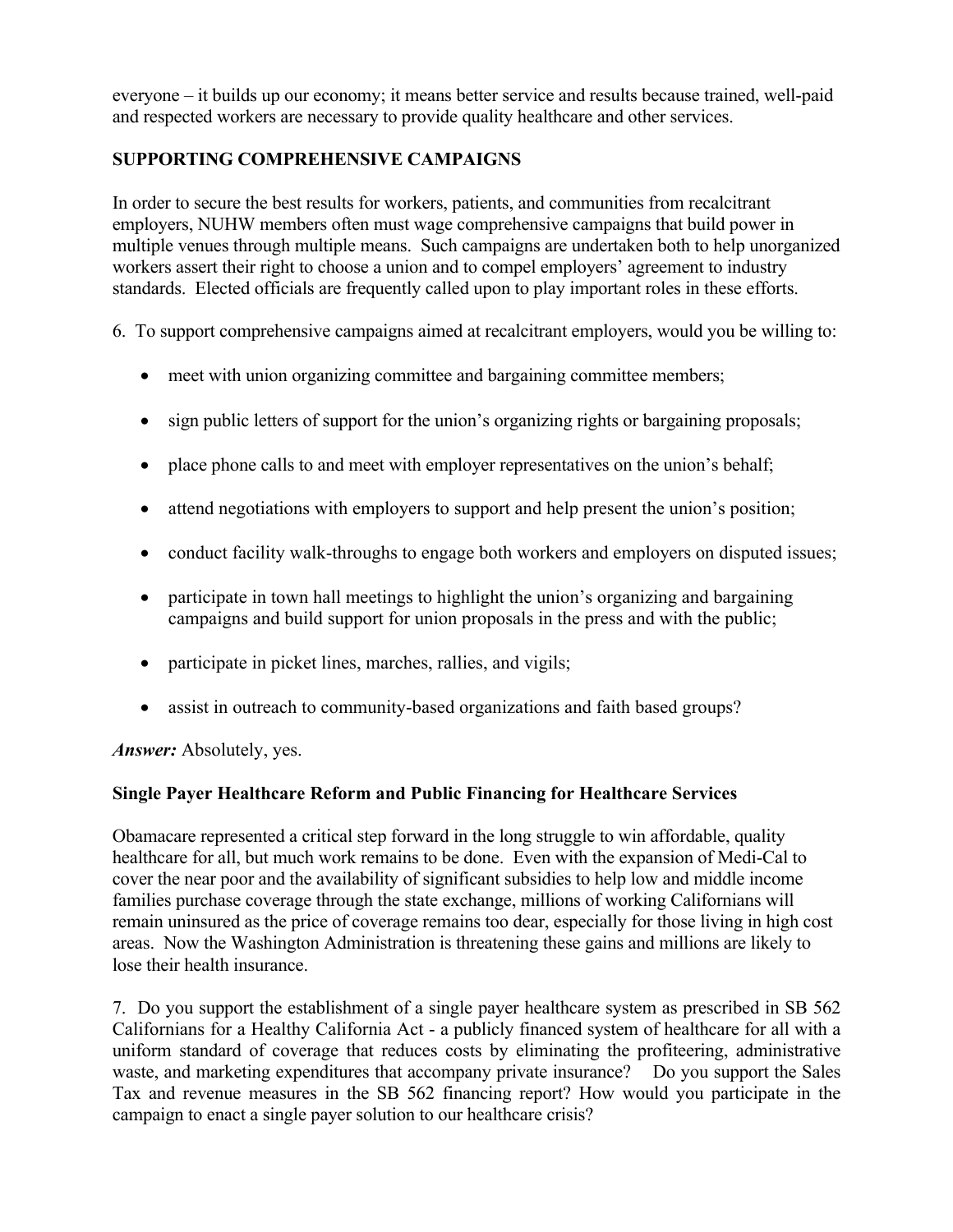everyone – it builds up our economy; it means better service and results because trained, well-paid and respected workers are necessary to provide quality healthcare and other services.

## SUPPORTING COMPREHENSIVE CAMPAIGNS

In order to secure the best results for workers, patients, and communities from recalcitrant employers, NUHW members often must wage comprehensive campaigns that build power in multiple venues through multiple means. Such campaigns are undertaken both to help unorganized workers assert their right to choose a union and to compel employers' agreement to industry standards. Elected officials are frequently called upon to play important roles in these efforts.

6. To support comprehensive campaigns aimed at recalcitrant employers, would you be willing to:

- meet with union organizing committee and bargaining committee members;
- sign public letters of support for the union's organizing rights or bargaining proposals;
- place phone calls to and meet with employer representatives on the union's behalf;
- attend negotiations with employers to support and help present the union's position;
- conduct facility walk-throughs to engage both workers and employers on disputed issues;
- participate in town hall meetings to highlight the union's organizing and bargaining campaigns and build support for union proposals in the press and with the public;
- participate in picket lines, marches, rallies, and vigils;
- assist in outreach to community-based organizations and faith based groups?

***Answer:*** Absolutely, yes.

## Single Payer Healthcare Reform and Public Financing for Healthcare Services

Obamacare represented a critical step forward in the long struggle to win affordable, quality healthcare for all, but much work remains to be done. Even with the expansion of Medi-Cal to cover the near poor and the availability of significant subsidies to help low and middle income families purchase coverage through the state exchange, millions of working Californians will remain uninsured as the price of coverage remains too dear, especially for those living in high cost areas. Now the Washington Administration is threatening these gains and millions are likely to lose their health insurance.

7. Do you support the establishment of a single payer healthcare system as prescribed in SB 562 Californians for a Healthy California Act - a publicly financed system of healthcare for all with a uniform standard of coverage that reduces costs by eliminating the profiteering, administrative waste, and marketing expenditures that accompany private insurance? Do you support the Sales Tax and revenue measures in the SB 562 financing report? How would you participate in the campaign to enact a single payer solution to our healthcare crisis?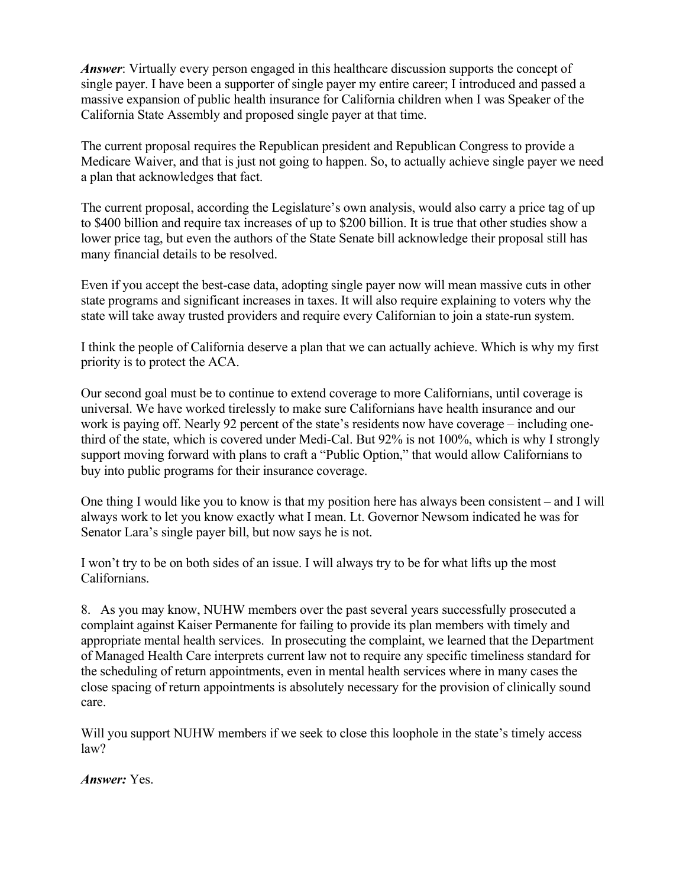***Answer***: Virtually every person engaged in this healthcare discussion supports the concept of single payer. I have been a supporter of single payer my entire career; I introduced and passed a massive expansion of public health insurance for California children when I was Speaker of the California State Assembly and proposed single payer at that time.

The current proposal requires the Republican president and Republican Congress to provide a Medicare Waiver, and that is just not going to happen. So, to actually achieve single payer we need a plan that acknowledges that fact.

The current proposal, according the Legislature's own analysis, would also carry a price tag of up to $400 billion and require tax increases of up to $200 billion. It is true that other studies show a lower price tag, but even the authors of the State Senate bill acknowledge their proposal still has many financial details to be resolved.

Even if you accept the best-case data, adopting single payer now will mean massive cuts in other state programs and significant increases in taxes. It will also require explaining to voters why the state will take away trusted providers and require every Californian to join a state-run system.

I think the people of California deserve a plan that we can actually achieve. Which is why my first priority is to protect the ACA.

Our second goal must be to continue to extend coverage to more Californians, until coverage is universal. We have worked tirelessly to make sure Californians have health insurance and our work is paying off. Nearly 92 percent of the state's residents now have coverage – including one-third of the state, which is covered under Medi-Cal. But 92% is not 100%, which is why I strongly support moving forward with plans to craft a "Public Option," that would allow Californians to buy into public programs for their insurance coverage.

One thing I would like you to know is that my position here has always been consistent – and I will always work to let you know exactly what I mean. Lt. Governor Newsom indicated he was for Senator Lara's single payer bill, but now says he is not.

I won't try to be on both sides of an issue. I will always try to be for what lifts up the most Californians.

8. As you may know, NUHW members over the past several years successfully prosecuted a complaint against Kaiser Permanente for failing to provide its plan members with timely and appropriate mental health services. In prosecuting the complaint, we learned that the Department of Managed Health Care interprets current law not to require any specific timeliness standard for the scheduling of return appointments, even in mental health services where in many cases the close spacing of return appointments is absolutely necessary for the provision of clinically sound care.

Will you support NUHW members if we seek to close this loophole in the state's timely access law?

***Answer:*** Yes.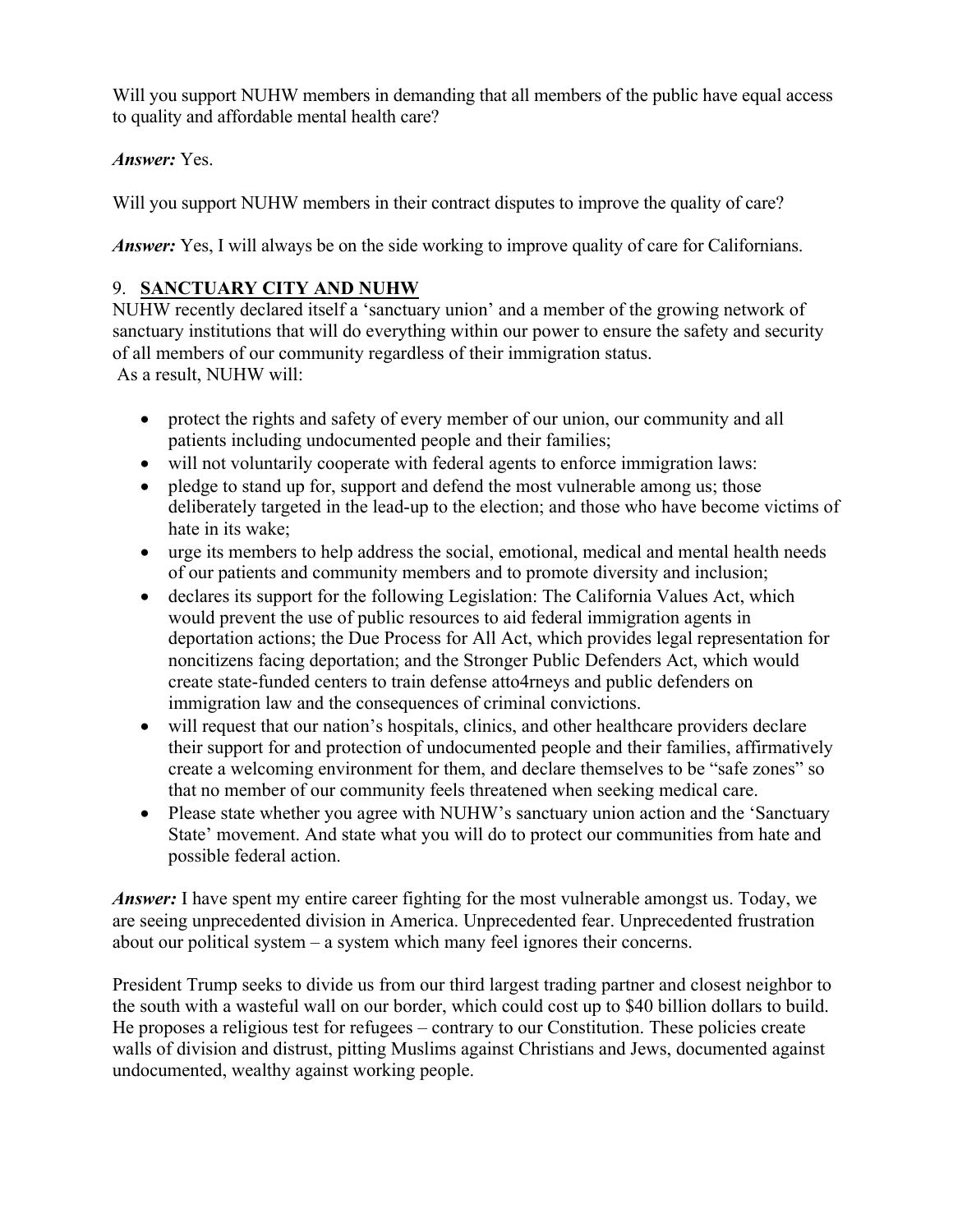Will you support NUHW members in demanding that all members of the public have equal access to quality and affordable mental health care?

***Answer:*** Yes.

Will you support NUHW members in their contract disputes to improve the quality of care?

***Answer:*** Yes, I will always be on the side working to improve quality of care for Californians.

## 9. **SANCTUARY CITY AND NUHW**

NUHW recently declared itself a 'sanctuary union' and a member of the growing network of sanctuary institutions that will do everything within our power to ensure the safety and security of all members of our community regardless of their immigration status.
As a result, NUHW will:

- protect the rights and safety of every member of our union, our community and all patients including undocumented people and their families;
- will not voluntarily cooperate with federal agents to enforce immigration laws:
- pledge to stand up for, support and defend the most vulnerable among us; those deliberately targeted in the lead-up to the election; and those who have become victims of hate in its wake;
- urge its members to help address the social, emotional, medical and mental health needs of our patients and community members and to promote diversity and inclusion;
- declares its support for the following Legislation: The California Values Act, which would prevent the use of public resources to aid federal immigration agents in deportation actions; the Due Process for All Act, which provides legal representation for noncitizens facing deportation; and the Stronger Public Defenders Act, which would create state-funded centers to train defense atto4rneys and public defenders on immigration law and the consequences of criminal convictions.
- will request that our nation's hospitals, clinics, and other healthcare providers declare their support for and protection of undocumented people and their families, affirmatively create a welcoming environment for them, and declare themselves to be "safe zones" so that no member of our community feels threatened when seeking medical care.
- Please state whether you agree with NUHW's sanctuary union action and the 'Sanctuary State' movement. And state what you will do to protect our communities from hate and possible federal action.

***Answer:*** I have spent my entire career fighting for the most vulnerable amongst us. Today, we are seeing unprecedented division in America. Unprecedented fear. Unprecedented frustration about our political system – a system which many feel ignores their concerns.

President Trump seeks to divide us from our third largest trading partner and closest neighbor to the south with a wasteful wall on our border, which could cost up to $40 billion dollars to build. He proposes a religious test for refugees – contrary to our Constitution. These policies create walls of division and distrust, pitting Muslims against Christians and Jews, documented against undocumented, wealthy against working people.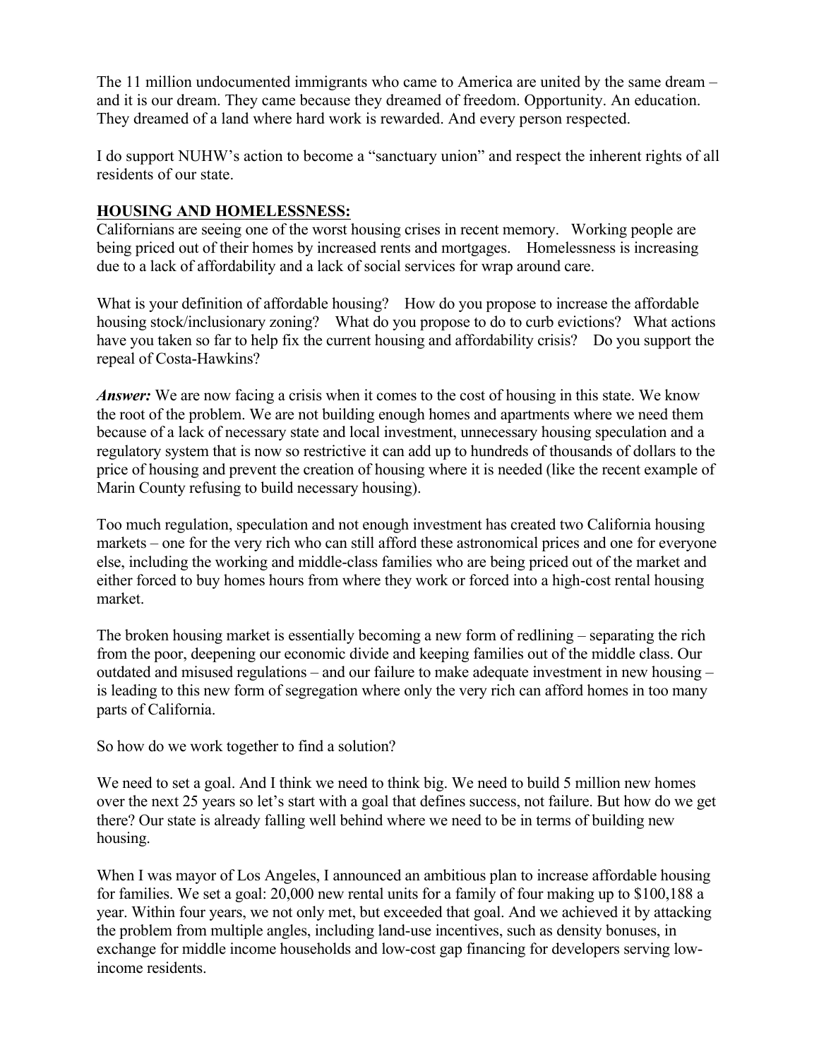The 11 million undocumented immigrants who came to America are united by the same dream – and it is our dream. They came because they dreamed of freedom. Opportunity. An education. They dreamed of a land where hard work is rewarded. And every person respected.

I do support NUHW's action to become a "sanctuary union" and respect the inherent rights of all residents of our state.

**HOUSING AND HOMELESSNESS:**

Californians are seeing one of the worst housing crises in recent memory. Working people are being priced out of their homes by increased rents and mortgages. Homelessness is increasing due to a lack of affordability and a lack of social services for wrap around care.

What is your definition of affordable housing? How do you propose to increase the affordable housing stock/inclusionary zoning? What do you propose to do to curb evictions? What actions have you taken so far to help fix the current housing and affordability crisis? Do you support the repeal of Costa-Hawkins?

***Answer:*** We are now facing a crisis when it comes to the cost of housing in this state. We know the root of the problem. We are not building enough homes and apartments where we need them because of a lack of necessary state and local investment, unnecessary housing speculation and a regulatory system that is now so restrictive it can add up to hundreds of thousands of dollars to the price of housing and prevent the creation of housing where it is needed (like the recent example of Marin County refusing to build necessary housing).

Too much regulation, speculation and not enough investment has created two California housing markets – one for the very rich who can still afford these astronomical prices and one for everyone else, including the working and middle-class families who are being priced out of the market and either forced to buy homes hours from where they work or forced into a high-cost rental housing market.

The broken housing market is essentially becoming a new form of redlining – separating the rich from the poor, deepening our economic divide and keeping families out of the middle class. Our outdated and misused regulations – and our failure to make adequate investment in new housing – is leading to this new form of segregation where only the very rich can afford homes in too many parts of California.

So how do we work together to find a solution?

We need to set a goal. And I think we need to think big. We need to build 5 million new homes over the next 25 years so let's start with a goal that defines success, not failure. But how do we get there? Our state is already falling well behind where we need to be in terms of building new housing.

When I was mayor of Los Angeles, I announced an ambitious plan to increase affordable housing for families. We set a goal: 20,000 new rental units for a family of four making up to $100,188 a year. Within four years, we not only met, but exceeded that goal. And we achieved it by attacking the problem from multiple angles, including land-use incentives, such as density bonuses, in exchange for middle income households and low-cost gap financing for developers serving low-income residents.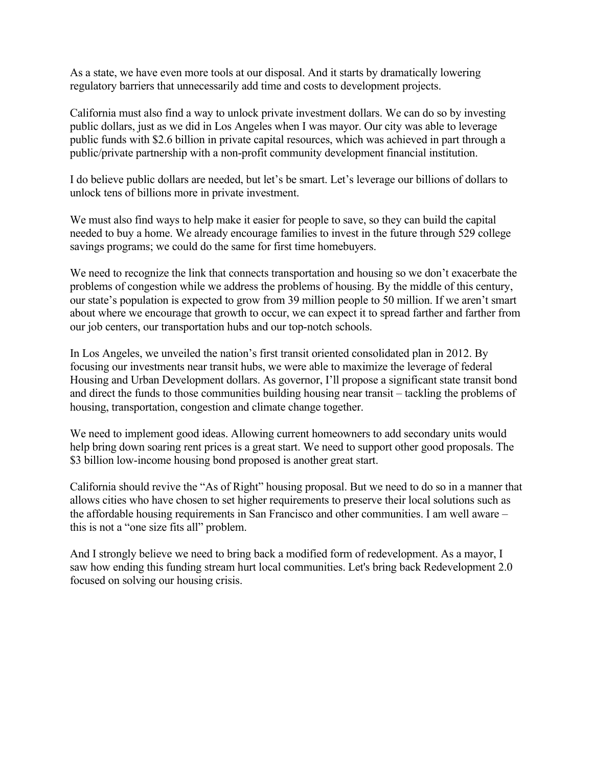As a state, we have even more tools at our disposal. And it starts by dramatically lowering regulatory barriers that unnecessarily add time and costs to development projects.

California must also find a way to unlock private investment dollars. We can do so by investing public dollars, just as we did in Los Angeles when I was mayor. Our city was able to leverage public funds with $2.6 billion in private capital resources, which was achieved in part through a public/private partnership with a non-profit community development financial institution.

I do believe public dollars are needed, but let's be smart. Let's leverage our billions of dollars to unlock tens of billions more in private investment.

We must also find ways to help make it easier for people to save, so they can build the capital needed to buy a home. We already encourage families to invest in the future through 529 college savings programs; we could do the same for first time homebuyers.

We need to recognize the link that connects transportation and housing so we don't exacerbate the problems of congestion while we address the problems of housing. By the middle of this century, our state's population is expected to grow from 39 million people to 50 million. If we aren't smart about where we encourage that growth to occur, we can expect it to spread farther and farther from our job centers, our transportation hubs and our top-notch schools.

In Los Angeles, we unveiled the nation's first transit oriented consolidated plan in 2012. By focusing our investments near transit hubs, we were able to maximize the leverage of federal Housing and Urban Development dollars. As governor, I'll propose a significant state transit bond and direct the funds to those communities building housing near transit – tackling the problems of housing, transportation, congestion and climate change together.

We need to implement good ideas. Allowing current homeowners to add secondary units would help bring down soaring rent prices is a great start. We need to support other good proposals. The $3 billion low-income housing bond proposed is another great start.

California should revive the "As of Right" housing proposal. But we need to do so in a manner that allows cities who have chosen to set higher requirements to preserve their local solutions such as the affordable housing requirements in San Francisco and other communities. I am well aware – this is not a "one size fits all" problem.

And I strongly believe we need to bring back a modified form of redevelopment. As a mayor, I saw how ending this funding stream hurt local communities. Let's bring back Redevelopment 2.0 focused on solving our housing crisis.